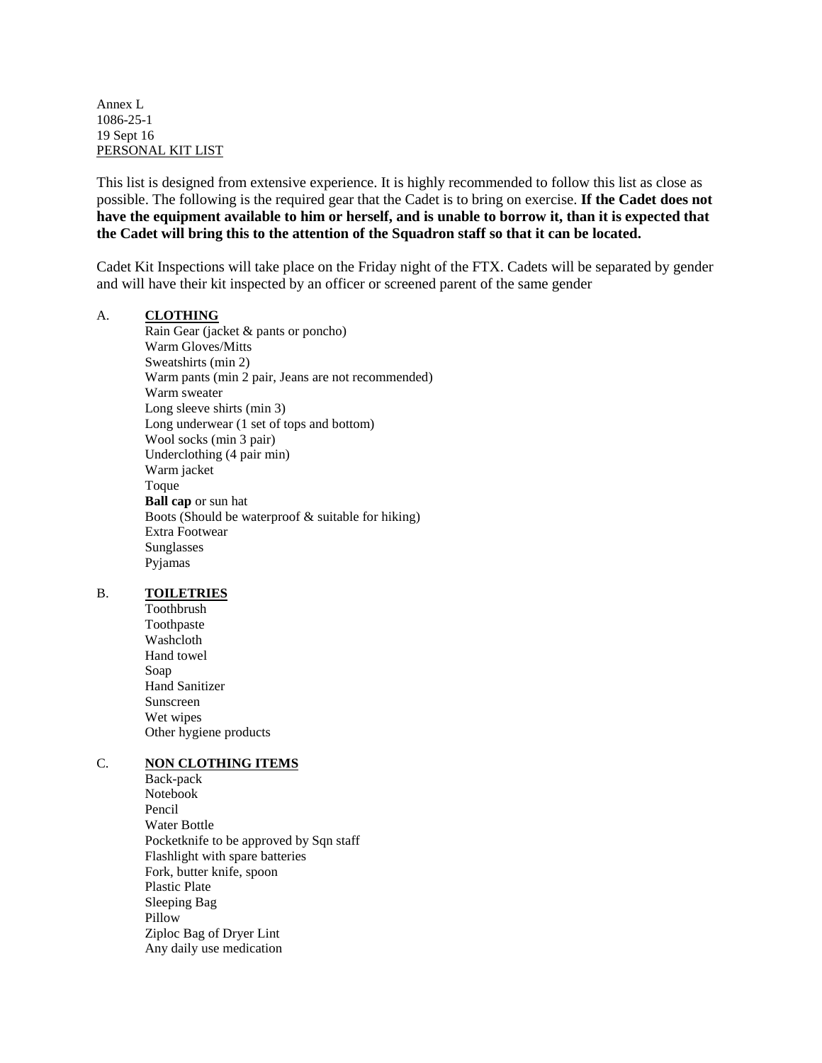Annex L
1086-25-1
19 Sept 16
PERSONAL KIT LIST

This list is designed from extensive experience. It is highly recommended to follow this list as close as possible. The following is the required gear that the Cadet is to bring on exercise. **If the Cadet does not have the equipment available to him or herself, and is unable to borrow it, than it is expected that the Cadet will bring this to the attention of the Squadron staff so that it can be located.**

Cadet Kit Inspections will take place on the Friday night of the FTX. Cadets will be separated by gender and will have their kit inspected by an officer or screened parent of the same gender

A. **CLOTHING**

- Rain Gear (jacket & pants or poncho)
- Warm Gloves/Mitts
- Sweatshirts (min 2)
- Warm pants (min 2 pair, Jeans are not recommended)
- Warm sweater
- Long sleeve shirts (min 3)
- Long underwear (1 set of tops and bottom)
- Wool socks (min 3 pair)
- Underclothing (4 pair min)
- Warm jacket
- Toque
- **Ball cap** or sun hat
- Boots (Should be waterproof & suitable for hiking)
- Extra Footwear
- Sunglasses
- Pyjamas

B. **TOILETRIES**

- Toothbrush
- Toothpaste
- Washcloth
- Hand towel
- Soap
- Hand Sanitizer
- Sunscreen
- Wet wipes
- Other hygiene products

C. **NON CLOTHING ITEMS**

- Back-pack
- Notebook
- Pencil
- Water Bottle
- Pocketknife to be approved by Sqn staff
- Flashlight with spare batteries
- Fork, butter knife, spoon
- Plastic Plate
- Sleeping Bag
- Pillow
- Ziploc Bag of Dryer Lint
- Any daily use medication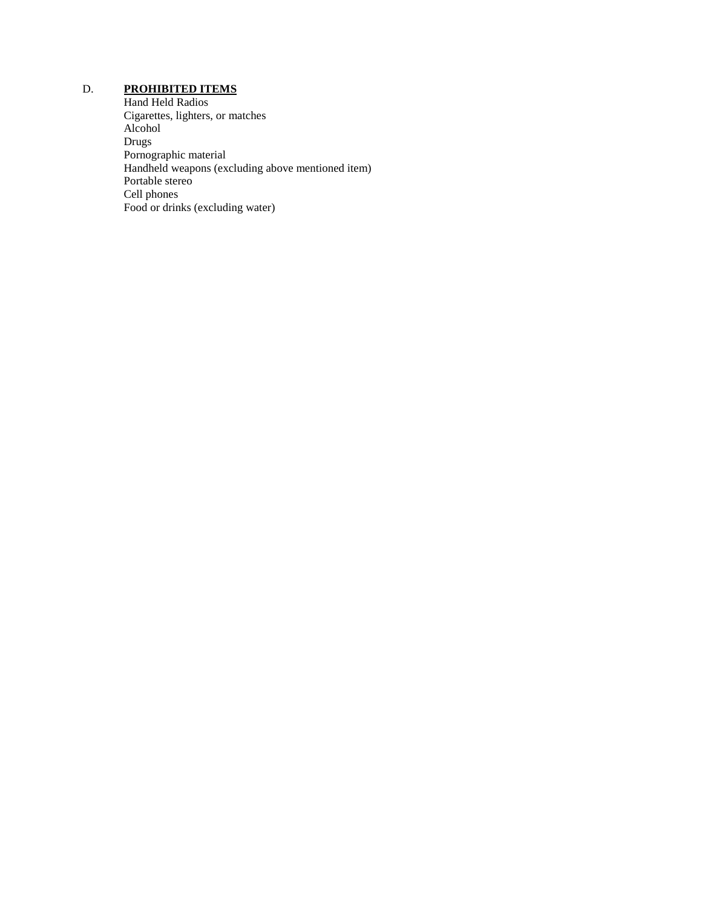D. **PROHIBITED ITEMS**

Hand Held Radios
Cigarettes, lighters, or matches
Alcohol
Drugs
Pornographic material
Handheld weapons (excluding above mentioned item)
Portable stereo
Cell phones
Food or drinks (excluding water)